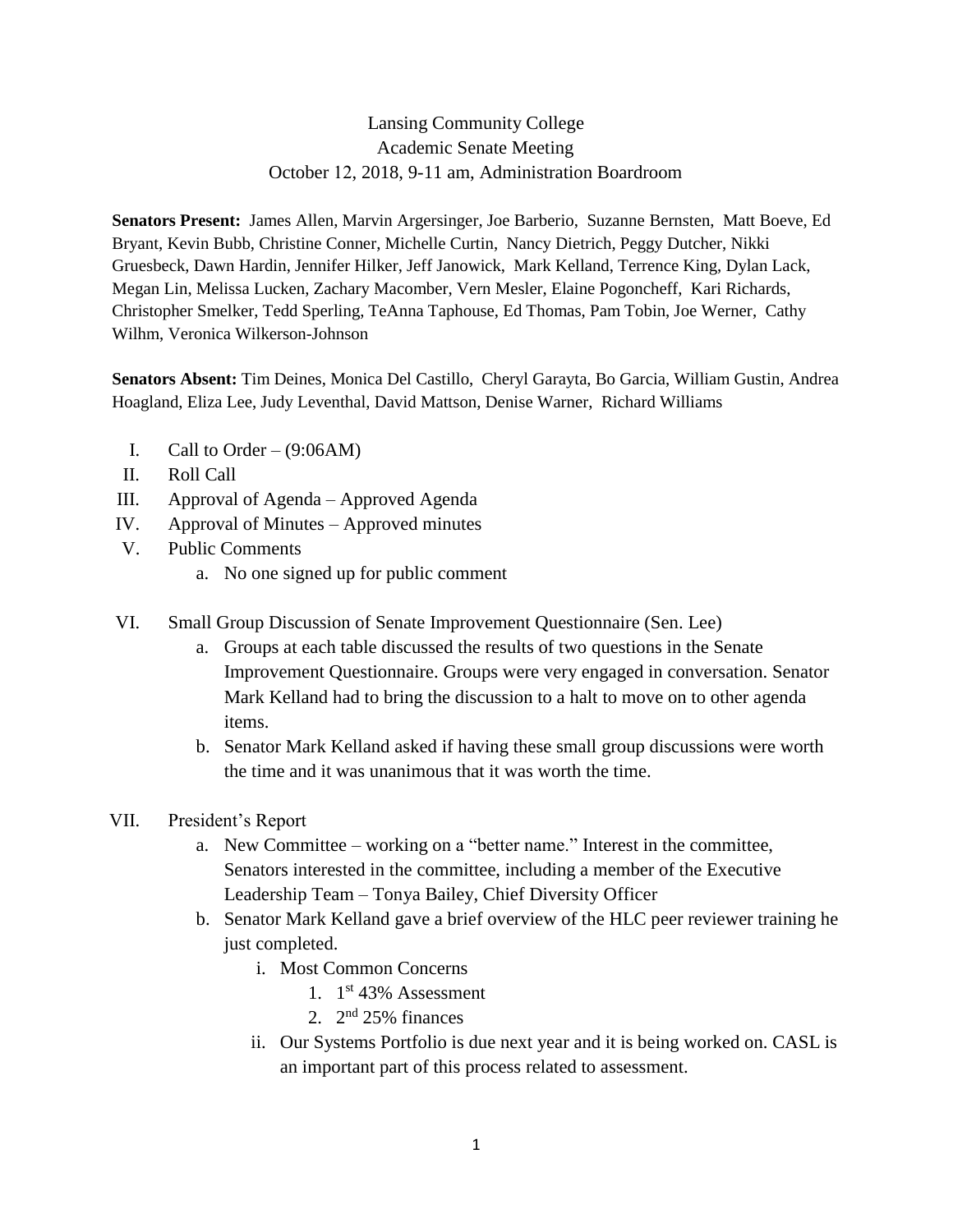# Lansing Community College
## Academic Senate Meeting
### October 12, 2018, 9-11 am, Administration Boardroom

**Senators Present:** James Allen, Marvin Argersinger, Joe Barberio, Suzanne Bernsten, Matt Boeve, Ed Bryant, Kevin Bubb, Christine Conner, Michelle Curtin, Nancy Dietrich, Peggy Dutcher, Nikki Gruesbeck, Dawn Hardin, Jennifer Hilker, Jeff Janowick, Mark Kelland, Terrence King, Dylan Lack, Megan Lin, Melissa Lucken, Zachary Macomber, Vern Mesler, Elaine Pogoncheff, Kari Richards, Christopher Smelker, Tedd Sperling, TeAnna Taphouse, Ed Thomas, Pam Tobin, Joe Werner, Cathy Wilhm, Veronica Wilkerson-Johnson

**Senators Absent:** Tim Deines, Monica Del Castillo, Cheryl Garayta, Bo Garcia, William Gustin, Andrea Hoagland, Eliza Lee, Judy Leventhal, David Mattson, Denise Warner, Richard Williams

I. Call to Order – (9:06AM)

II. Roll Call

III. Approval of Agenda – Approved Agenda

IV. Approval of Minutes – Approved minutes

V. Public Comments
   a. No one signed up for public comment

VI. Small Group Discussion of Senate Improvement Questionnaire (Sen. Lee)
   a. Groups at each table discussed the results of two questions in the Senate Improvement Questionnaire. Groups were very engaged in conversation. Senator Mark Kelland had to bring the discussion to a halt to move on to other agenda items.
   b. Senator Mark Kelland asked if having these small group discussions were worth the time and it was unanimous that it was worth the time.

VII. President's Report
   a. New Committee – working on a "better name." Interest in the committee, Senators interested in the committee, including a member of the Executive Leadership Team – Tonya Bailey, Chief Diversity Officer
   b. Senator Mark Kelland gave a brief overview of the HLC peer reviewer training he just completed.
      i. Most Common Concerns
         1. 1st 43% Assessment
         2. 2nd 25% finances
      ii. Our Systems Portfolio is due next year and it is being worked on. CASL is an important part of this process related to assessment.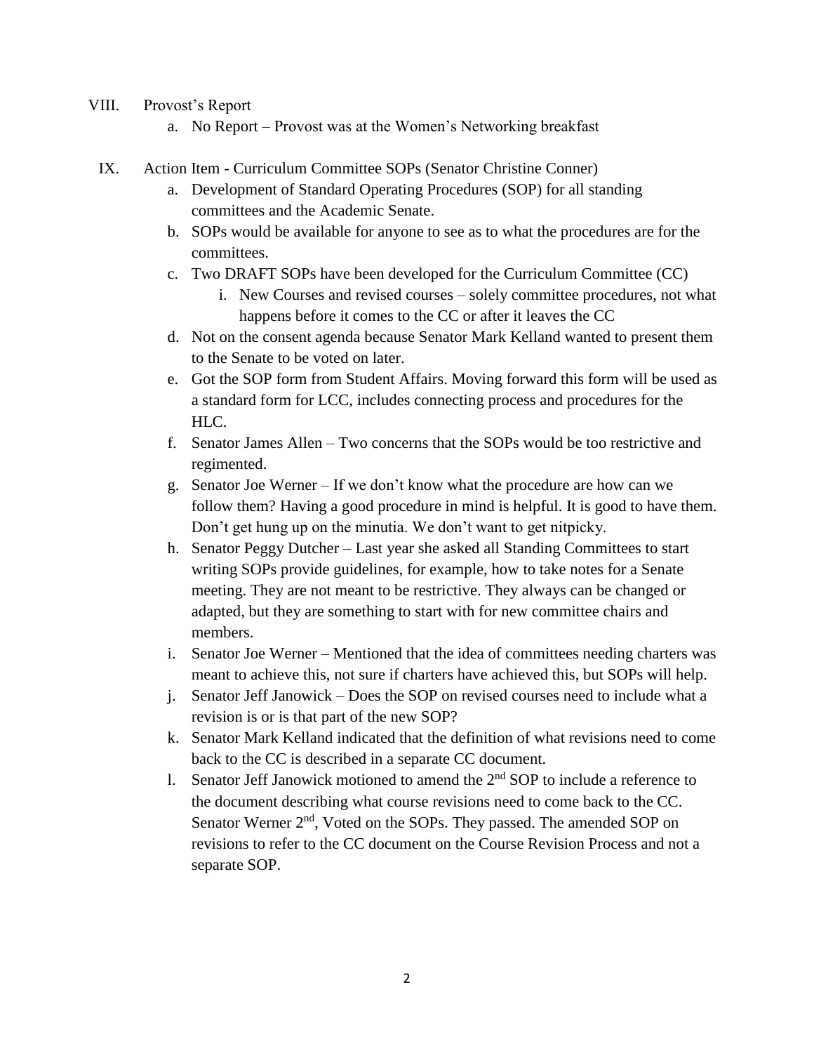VIII. Provost's Report

a. No Report – Provost was at the Women's Networking breakfast

IX. Action Item - Curriculum Committee SOPs (Senator Christine Conner)

a. Development of Standard Operating Procedures (SOP) for all standing committees and the Academic Senate.

b. SOPs would be available for anyone to see as to what the procedures are for the committees.

c. Two DRAFT SOPs have been developed for the Curriculum Committee (CC)

   i. New Courses and revised courses – solely committee procedures, not what happens before it comes to the CC or after it leaves the CC

d. Not on the consent agenda because Senator Mark Kelland wanted to present them to the Senate to be voted on later.

e. Got the SOP form from Student Affairs. Moving forward this form will be used as a standard form for LCC, includes connecting process and procedures for the HLC.

f. Senator James Allen – Two concerns that the SOPs would be too restrictive and regimented.

g. Senator Joe Werner – If we don't know what the procedure are how can we follow them? Having a good procedure in mind is helpful. It is good to have them. Don't get hung up on the minutia. We don't want to get nitpicky.

h. Senator Peggy Dutcher – Last year she asked all Standing Committees to start writing SOPs provide guidelines, for example, how to take notes for a Senate meeting. They are not meant to be restrictive. They always can be changed or adapted, but they are something to start with for new committee chairs and members.

i. Senator Joe Werner – Mentioned that the idea of committees needing charters was meant to achieve this, not sure if charters have achieved this, but SOPs will help.

j. Senator Jeff Janowick – Does the SOP on revised courses need to include what a revision is or is that part of the new SOP?

k. Senator Mark Kelland indicated that the definition of what revisions need to come back to the CC is described in a separate CC document.

l. Senator Jeff Janowick motioned to amend the 2nd SOP to include a reference to the document describing what course revisions need to come back to the CC. Senator Werner 2nd, Voted on the SOPs. They passed. The amended SOP on revisions to refer to the CC document on the Course Revision Process and not a separate SOP.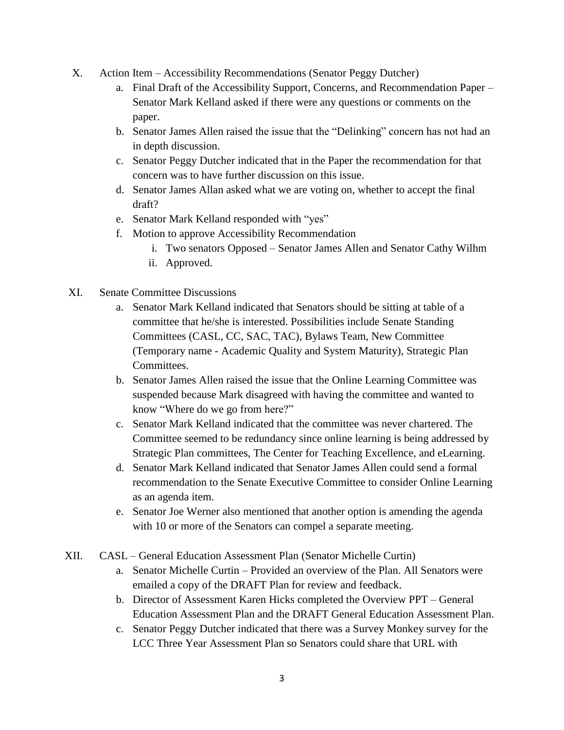X. Action Item – Accessibility Recommendations (Senator Peggy Dutcher)
   a. Final Draft of the Accessibility Support, Concerns, and Recommendation Paper – Senator Mark Kelland asked if there were any questions or comments on the paper.
   b. Senator James Allen raised the issue that the "Delinking" concern has not had an in depth discussion.
   c. Senator Peggy Dutcher indicated that in the Paper the recommendation for that concern was to have further discussion on this issue.
   d. Senator James Allan asked what we are voting on, whether to accept the final draft?
   e. Senator Mark Kelland responded with "yes"
   f. Motion to approve Accessibility Recommendation
      i. Two senators Opposed – Senator James Allen and Senator Cathy Wilhm
      ii. Approved.

XI. Senate Committee Discussions
   a. Senator Mark Kelland indicated that Senators should be sitting at table of a committee that he/she is interested. Possibilities include Senate Standing Committees (CASL, CC, SAC, TAC), Bylaws Team, New Committee (Temporary name - Academic Quality and System Maturity), Strategic Plan Committees.
   b. Senator James Allen raised the issue that the Online Learning Committee was suspended because Mark disagreed with having the committee and wanted to know "Where do we go from here?"
   c. Senator Mark Kelland indicated that the committee was never chartered. The Committee seemed to be redundancy since online learning is being addressed by Strategic Plan committees, The Center for Teaching Excellence, and eLearning.
   d. Senator Mark Kelland indicated that Senator James Allen could send a formal recommendation to the Senate Executive Committee to consider Online Learning as an agenda item.
   e. Senator Joe Werner also mentioned that another option is amending the agenda with 10 or more of the Senators can compel a separate meeting.

XII. CASL – General Education Assessment Plan (Senator Michelle Curtin)
   a. Senator Michelle Curtin – Provided an overview of the Plan. All Senators were emailed a copy of the DRAFT Plan for review and feedback.
   b. Director of Assessment Karen Hicks completed the Overview PPT – General Education Assessment Plan and the DRAFT General Education Assessment Plan.
   c. Senator Peggy Dutcher indicated that there was a Survey Monkey survey for the LCC Three Year Assessment Plan so Senators could share that URL with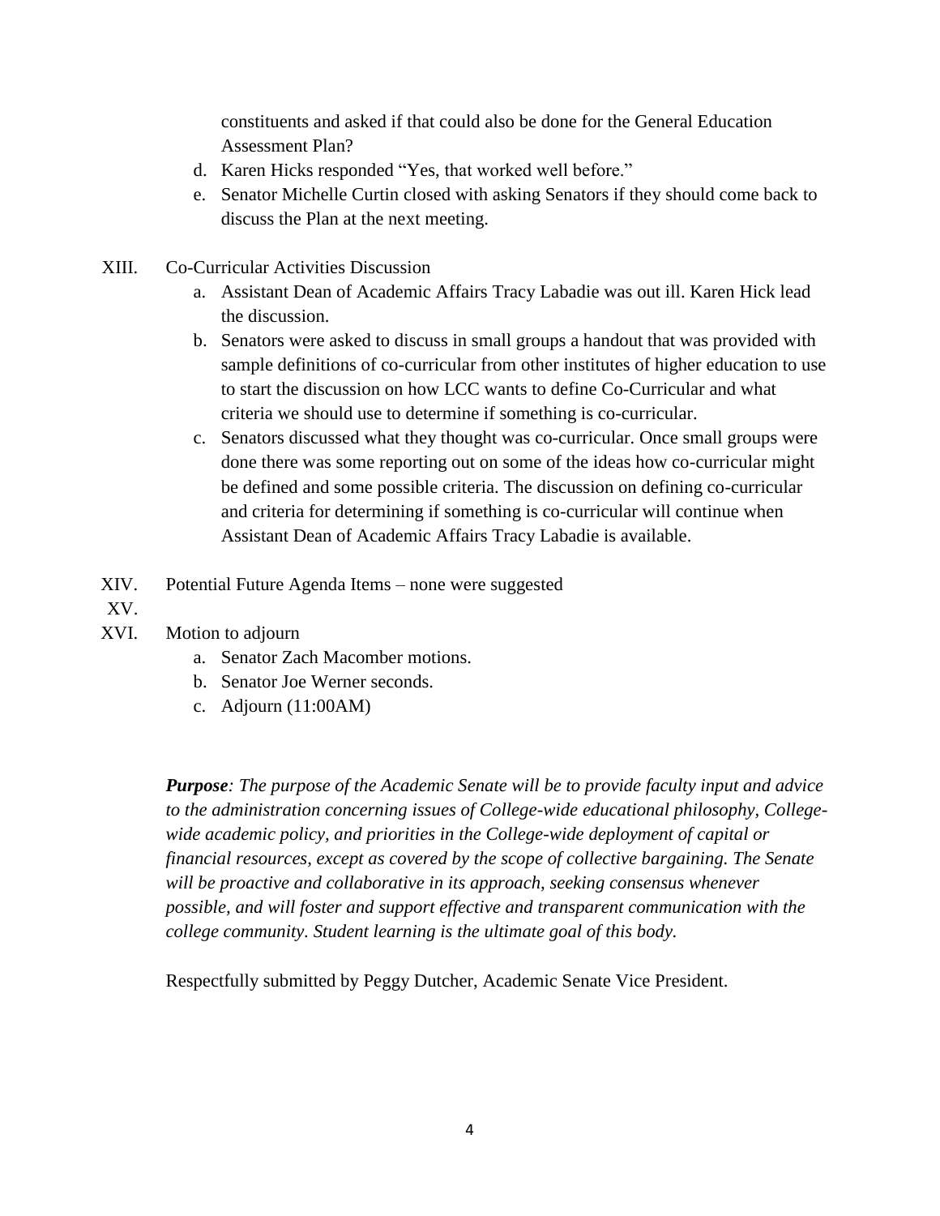constituents and asked if that could also be done for the General Education Assessment Plan?

d. Karen Hicks responded "Yes, that worked well before."

e. Senator Michelle Curtin closed with asking Senators if they should come back to discuss the Plan at the next meeting.

XIII. Co-Curricular Activities Discussion

a. Assistant Dean of Academic Affairs Tracy Labadie was out ill. Karen Hick lead the discussion.

b. Senators were asked to discuss in small groups a handout that was provided with sample definitions of co-curricular from other institutes of higher education to use to start the discussion on how LCC wants to define Co-Curricular and what criteria we should use to determine if something is co-curricular.

c. Senators discussed what they thought was co-curricular. Once small groups were done there was some reporting out on some of the ideas how co-curricular might be defined and some possible criteria. The discussion on defining co-curricular and criteria for determining if something is co-curricular will continue when Assistant Dean of Academic Affairs Tracy Labadie is available.

XIV. Potential Future Agenda Items – none were suggested

XV.

XVI. Motion to adjourn

a. Senator Zach Macomber motions.

b. Senator Joe Werner seconds.

c. Adjourn (11:00AM)

***Purpose****: The purpose of the Academic Senate will be to provide faculty input and advice to the administration concerning issues of College-wide educational philosophy, College-wide academic policy, and priorities in the College-wide deployment of capital or financial resources, except as covered by the scope of collective bargaining. The Senate will be proactive and collaborative in its approach, seeking consensus whenever possible, and will foster and support effective and transparent communication with the college community. Student learning is the ultimate goal of this body.*

Respectfully submitted by Peggy Dutcher, Academic Senate Vice President.